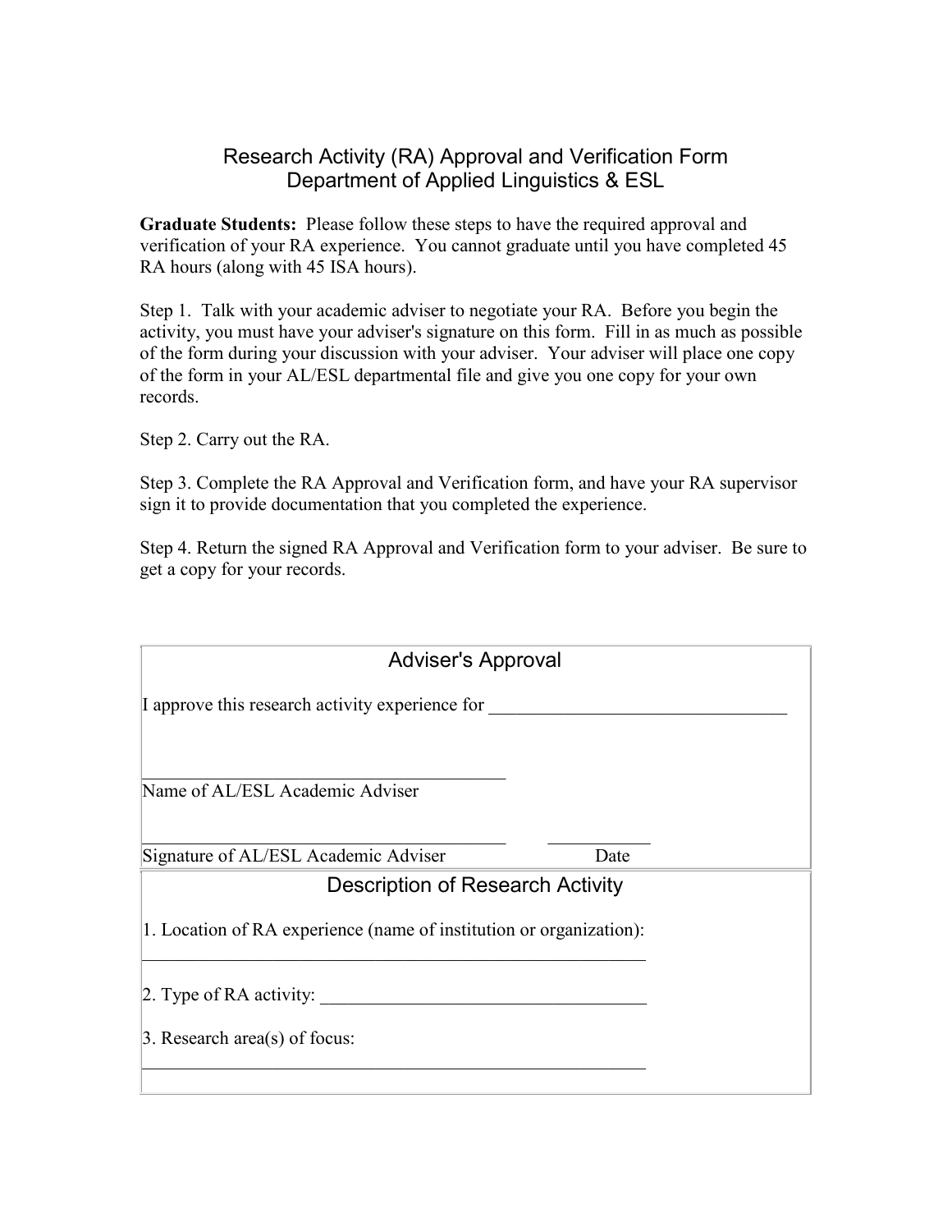# Research Activity (RA) Approval and Verification Form
## Department of Applied Linguistics & ESL

**Graduate Students:** Please follow these steps to have the required approval and verification of your RA experience. You cannot graduate until you have completed 45 RA hours (along with 45 ISA hours).

Step 1. Talk with your academic adviser to negotiate your RA. Before you begin the activity, you must have your adviser's signature on this form. Fill in as much as possible of the form during your discussion with your adviser. Your adviser will place one copy of the form in your AL/ESL departmental file and give you one copy for your own records.

Step 2. Carry out the RA.

Step 3. Complete the RA Approval and Verification form, and have your RA supervisor sign it to provide documentation that you completed the experience.

Step 4. Return the signed RA Approval and Verification form to your adviser. Be sure to get a copy for your records.

### Adviser's Approval

I approve this research activity experience for ________________________________

________________________________________
Name of AL/ESL Academic Adviser

________________________________________ ___________
Signature of AL/ESL Academic Adviser Date

### Description of Research Activity

1. Location of RA experience (name of institution or organization):
________________________________________________________

2. Type of RA activity: ___________________________________

3. Research area(s) of focus:
________________________________________________________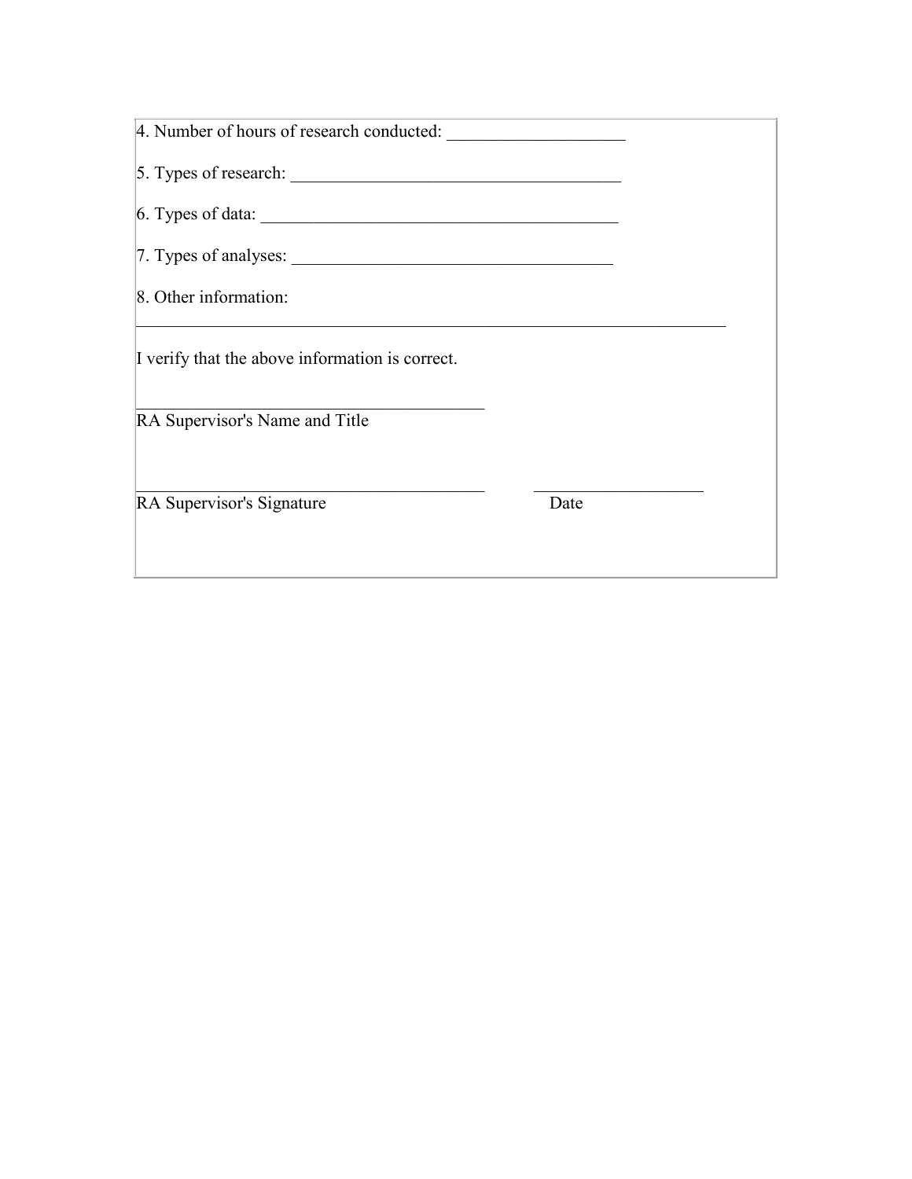4. Number of hours of research conducted: ____________________

5. Types of research: _____________________________________

6. Types of data: ________________________________________

7. Types of analyses: ____________________________________

8. Other information:

___________________________________________________________________

I verify that the above information is correct.

________________________________________

RA Supervisor's Name and Title

________________________________________ ____________________

RA Supervisor's Signature Date